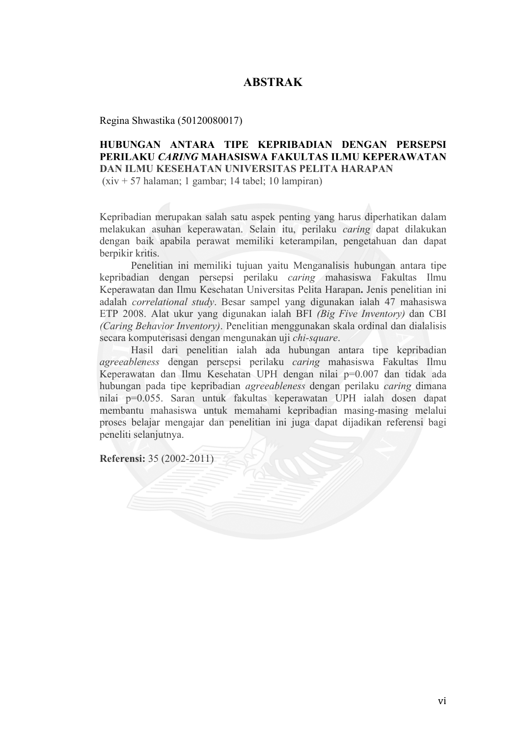# ABSTRAK

Regina Shwastika (50120080017)

**HUBUNGAN ANTARA TIPE KEPRIBADIAN DENGAN PERSEPSI PERILAKU *CARING* MAHASISWA FAKULTAS ILMU KEPERAWATAN DAN ILMU KESEHATAN UNIVERSITAS PELITA HARAPAN**
(xiv + 57 halaman; 1 gambar; 14 tabel; 10 lampiran)

Kepribadian merupakan salah satu aspek penting yang harus diperhatikan dalam melakukan asuhan keperawatan. Selain itu, perilaku *caring* dapat dilakukan dengan baik apabila perawat memiliki keterampilan, pengetahuan dan dapat berpikir kritis.

Penelitian ini memiliki tujuan yaitu Menganalisis hubungan antara tipe kepribadian dengan persepsi perilaku *caring* mahasiswa Fakultas Ilmu Keperawatan dan Ilmu Kesehatan Universitas Pelita Harapan**.** Jenis penelitian ini adalah *correlational study*. Besar sampel yang digunakan ialah 47 mahasiswa ETP 2008. Alat ukur yang digunakan ialah BFI *(Big Five Inventory)* dan CBI *(Caring Behavior Inventory)*. Penelitian menggunakan skala ordinal dan dialalisis secara komputerisasi dengan mengunakan uji *chi-square*.

Hasil dari penelitian ialah ada hubungan antara tipe kepribadian *agreeableness* dengan persepsi perilaku *caring* mahasiswa Fakultas Ilmu Keperawatan dan Ilmu Kesehatan UPH dengan nilai p=0.007 dan tidak ada hubungan pada tipe kepribadian *agreeableness* dengan perilaku *caring* dimana nilai p=0.055. Saran untuk fakultas keperawatan UPH ialah dosen dapat membantu mahasiswa untuk memahami kepribadian masing-masing melalui proses belajar mengajar dan penelitian ini juga dapat dijadikan referensi bagi peneliti selanjutnya.

**Referensi:** 35 (2002-2011)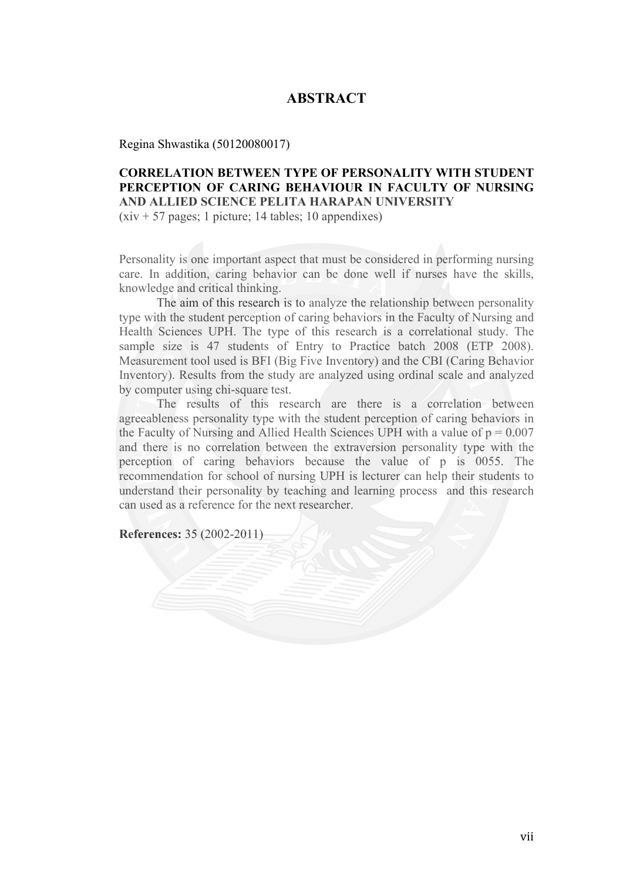# ABSTRACT

Regina Shwastika (50120080017)

**CORRELATION BETWEEN TYPE OF PERSONALITY WITH STUDENT PERCEPTION OF CARING BEHAVIOUR IN FACULTY OF NURSING AND ALLIED SCIENCE PELITA HARAPAN UNIVERSITY**
(xiv + 57 pages; 1 picture; 14 tables; 10 appendixes)

Personality is one important aspect that must be considered in performing nursing care. In addition, caring behavior can be done well if nurses have the skills, knowledge and critical thinking.

The aim of this research is to analyze the relationship between personality type with the student perception of caring behaviors in the Faculty of Nursing and Health Sciences UPH. The type of this research is a correlational study. The sample size is 47 students of Entry to Practice batch 2008 (ETP 2008). Measurement tool used is BFI (Big Five Inventory) and the CBI (Caring Behavior Inventory). Results from the study are analyzed using ordinal scale and analyzed by computer using chi-square test.

The results of this research are there is a correlation between agreeableness personality type with the student perception of caring behaviors in the Faculty of Nursing and Allied Health Sciences UPH with a value of $p = 0.007$ and there is no correlation between the extraversion personality type with the perception of caring behaviors because the value of p is 0055. The recommendation for school of nursing UPH is lecturer can help their students to understand their personality by teaching and learning process and this research can used as a reference for the next researcher.

**References:** 35 (2002-2011)